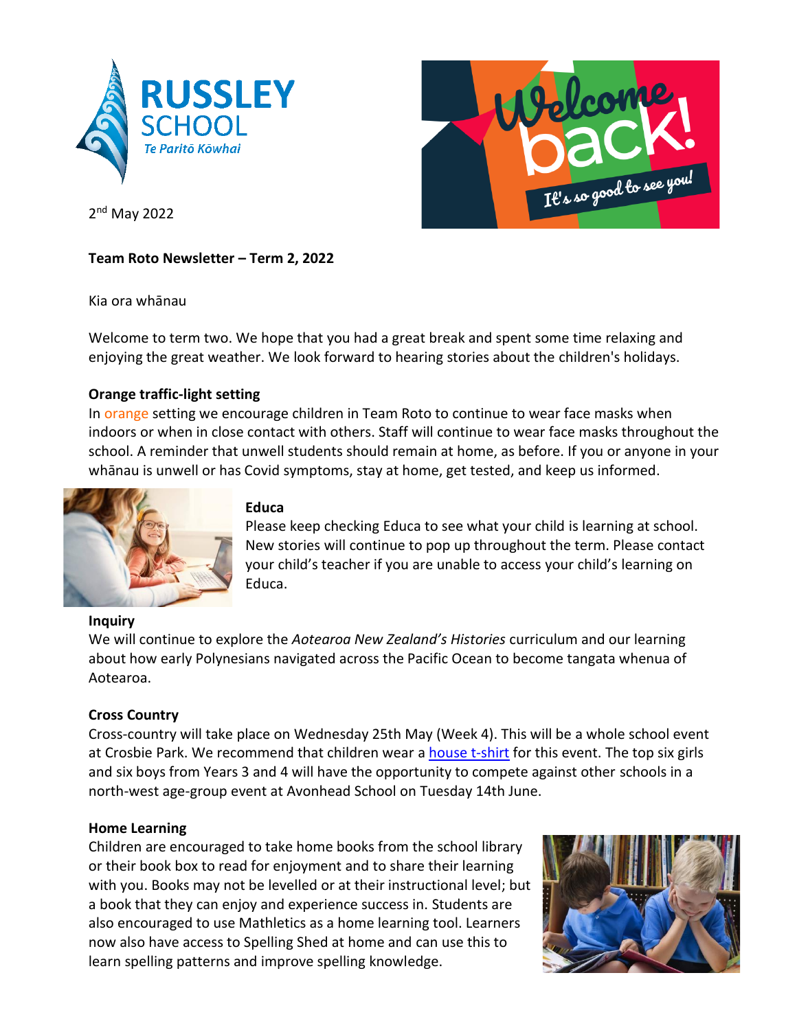**RUSSLEY SCHOOL**
*Te Paritō Kōwhai*

2nd May 2022

**Team Roto Newsletter – Term 2, 2022**

Kia ora whānau

Welcome to term two. We hope that you had a great break and spent some time relaxing and enjoying the great weather. We look forward to hearing stories about the children's holidays.

**Orange traffic-light setting**

In orange setting we encourage children in Team Roto to continue to wear face masks when indoors or when in close contact with others. Staff will continue to wear face masks throughout the school. A reminder that unwell students should remain at home, as before. If you or anyone in your whānau is unwell or has Covid symptoms, stay at home, get tested, and keep us informed.

**Educa**

Please keep checking Educa to see what your child is learning at school. New stories will continue to pop up throughout the term. Please contact your child's teacher if you are unable to access your child's learning on Educa.

**Inquiry**

We will continue to explore the *Aotearoa New Zealand's Histories* curriculum and our learning about how early Polynesians navigated across the Pacific Ocean to become tangata whenua of Aotearoa.

**Cross Country**

Cross-country will take place on Wednesday 25th May (Week 4). This will be a whole school event at Crosbie Park. We recommend that children wear a house t-shirt for this event. The top six girls and six boys from Years 3 and 4 will have the opportunity to compete against other schools in a north-west age-group event at Avonhead School on Tuesday 14th June.

**Home Learning**

Children are encouraged to take home books from the school library or their book box to read for enjoyment and to share their learning with you. Books may not be levelled or at their instructional level; but a book that they can enjoy and experience success in. Students are also encouraged to use Mathletics as a home learning tool. Learners now also have access to Spelling Shed at home and can use this to learn spelling patterns and improve spelling knowledge.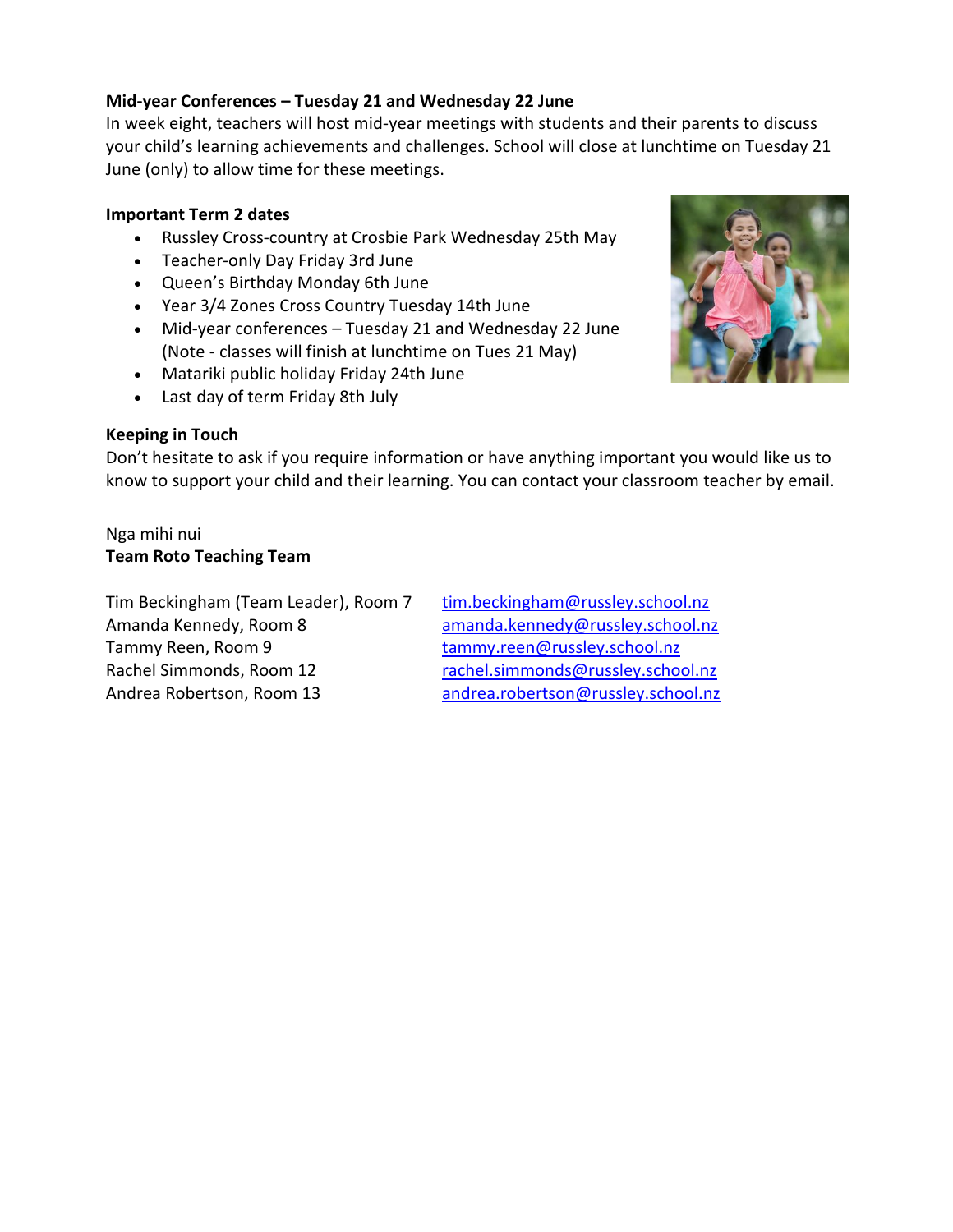**Mid-year Conferences – Tuesday 21 and Wednesday 22 June**

In week eight, teachers will host mid-year meetings with students and their parents to discuss your child's learning achievements and challenges. School will close at lunchtime on Tuesday 21 June (only) to allow time for these meetings.

**Important Term 2 dates**

- Russley Cross-country at Crosbie Park Wednesday 25th May
- Teacher-only Day Friday 3rd June
- Queen's Birthday Monday 6th June
- Year 3/4 Zones Cross Country Tuesday 14th June
- Mid-year conferences – Tuesday 21 and Wednesday 22 June (Note - classes will finish at lunchtime on Tues 21 May)
- Matariki public holiday Friday 24th June
- Last day of term Friday 8th July

**Keeping in Touch**

Don't hesitate to ask if you require information or have anything important you would like us to know to support your child and their learning. You can contact your classroom teacher by email.

Nga mihi nui

**Team Roto Teaching Team**

| | |
|---|---|
| Tim Beckingham (Team Leader), Room 7 | tim.beckingham@russley.school.nz |
| Amanda Kennedy, Room 8 | amanda.kennedy@russley.school.nz |
| Tammy Reen, Room 9 | tammy.reen@russley.school.nz |
| Rachel Simmonds, Room 12 | rachel.simmonds@russley.school.nz |
| Andrea Robertson, Room 13 | andrea.robertson@russley.school.nz |